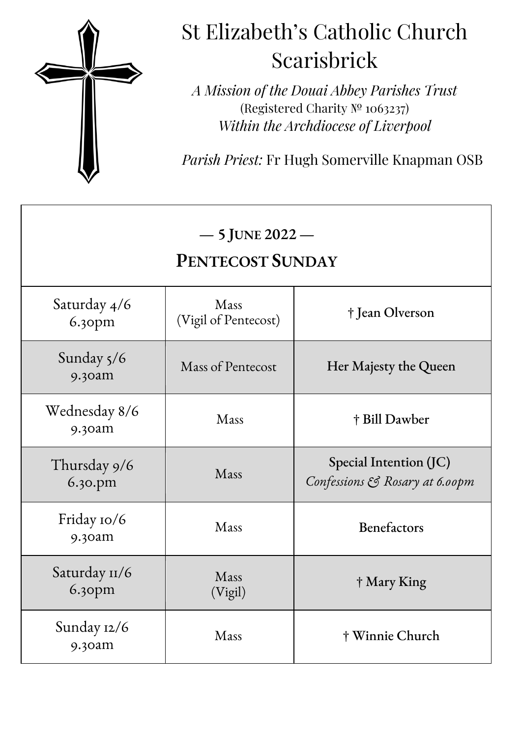# St Elizabeth's Catholic Church Scarisbrick

*A Mission of the Douai Abbey Parishes Trust*
(Registered Charity № 1063237)
*Within the Archdiocese of Liverpool*

*Parish Priest:* Fr Hugh Somerville Knapman OSB

| — 5 June 2022 — Pentecost Sunday | | |
|---|---|---|
| Saturday 4/6 6.30pm | Mass (Vigil of Pentecost) | **† Jean Olverson** |
| Sunday 5/6 9.30am | Mass of Pentecost | **Her Majesty the Queen** |
| Wednesday 8/6 9.30am | Mass | **† Bill Dawber** |
| Thursday 9/6 6.30.pm | Mass | **Special Intention (JC)** *Confessions & Rosary at 6.00pm* |
| Friday 10/6 9.30am | Mass | **Benefactors** |
| Saturday 11/6 6.30pm | Mass (Vigil) | **† Mary King** |
| Sunday 12/6 9.30am | Mass | **† Winnie Church** |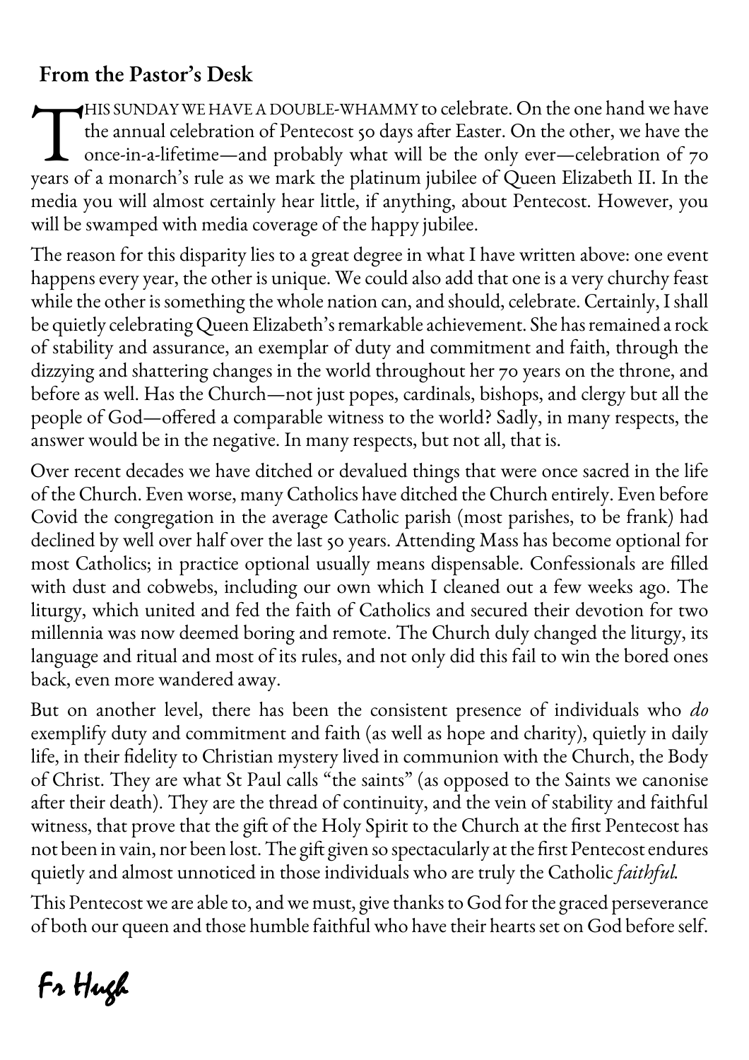## From the Pastor's Desk

THIS SUNDAY WE HAVE A DOUBLE-WHAMMY to celebrate. On the one hand we have the annual celebration of Pentecost 50 days after Easter. On the other, we have the once-in-a-lifetime—and probably what will be the only ever—celebration of 70 years of a monarch's rule as we mark the platinum jubilee of Queen Elizabeth II. In the media you will almost certainly hear little, if anything, about Pentecost. However, you will be swamped with media coverage of the happy jubilee.

The reason for this disparity lies to a great degree in what I have written above: one event happens every year, the other is unique. We could also add that one is a very churchy feast while the other is something the whole nation can, and should, celebrate. Certainly, I shall be quietly celebrating Queen Elizabeth's remarkable achievement. She has remained a rock of stability and assurance, an exemplar of duty and commitment and faith, through the dizzying and shattering changes in the world throughout her 70 years on the throne, and before as well. Has the Church—not just popes, cardinals, bishops, and clergy but all the people of God—offered a comparable witness to the world? Sadly, in many respects, the answer would be in the negative. In many respects, but not all, that is.

Over recent decades we have ditched or devalued things that were once sacred in the life of the Church. Even worse, many Catholics have ditched the Church entirely. Even before Covid the congregation in the average Catholic parish (most parishes, to be frank) had declined by well over half over the last 50 years. Attending Mass has become optional for most Catholics; in practice optional usually means dispensable. Confessionals are filled with dust and cobwebs, including our own which I cleaned out a few weeks ago. The liturgy, which united and fed the faith of Catholics and secured their devotion for two millennia was now deemed boring and remote. The Church duly changed the liturgy, its language and ritual and most of its rules, and not only did this fail to win the bored ones back, even more wandered away.

But on another level, there has been the consistent presence of individuals who *do* exemplify duty and commitment and faith (as well as hope and charity), quietly in daily life, in their fidelity to Christian mystery lived in communion with the Church, the Body of Christ. They are what St Paul calls "the saints" (as opposed to the Saints we canonise after their death). They are the thread of continuity, and the vein of stability and faithful witness, that prove that the gift of the Holy Spirit to the Church at the first Pentecost has not been in vain, nor been lost. The gift given so spectacularly at the first Pentecost endures quietly and almost unnoticed in those individuals who are truly the Catholic *faithful*.

This Pentecost we are able to, and we must, give thanks to God for the graced perseverance of both our queen and those humble faithful who have their hearts set on God before self.

Fr Hugh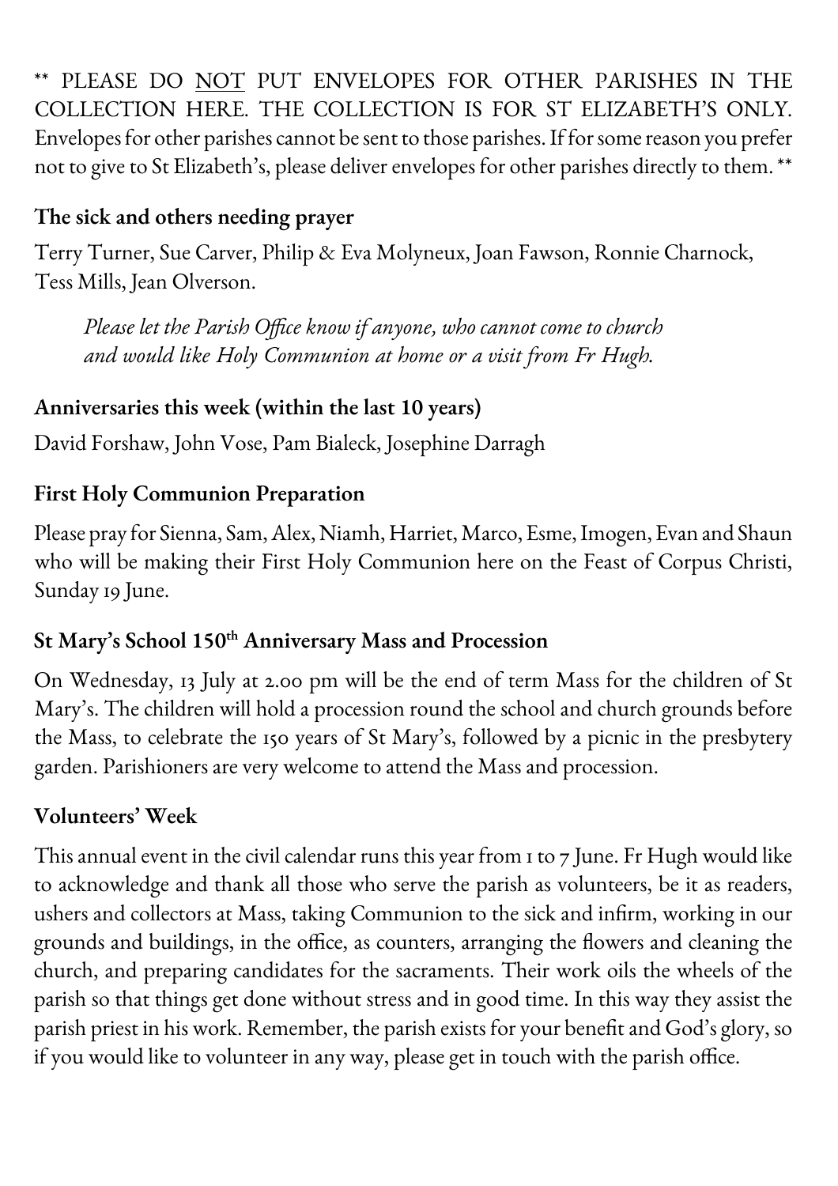\*\* PLEASE DO NOT PUT ENVELOPES FOR OTHER PARISHES IN THE COLLECTION HERE. THE COLLECTION IS FOR ST ELIZABETH'S ONLY. Envelopes for other parishes cannot be sent to those parishes. If for some reason you prefer not to give to St Elizabeth's, please deliver envelopes for other parishes directly to them. \*\*

### The sick and others needing prayer

Terry Turner, Sue Carver, Philip & Eva Molyneux, Joan Fawson, Ronnie Charnock, Tess Mills, Jean Olverson.

*Please let the Parish Office know if anyone, who cannot come to church and would like Holy Communion at home or a visit from Fr Hugh.*

### Anniversaries this week (within the last 10 years)

David Forshaw, John Vose, Pam Bialeck, Josephine Darragh

### First Holy Communion Preparation

Please pray for Sienna, Sam, Alex, Niamh, Harriet, Marco, Esme, Imogen, Evan and Shaun who will be making their First Holy Communion here on the Feast of Corpus Christi, Sunday 19 June.

### St Mary's School 150th Anniversary Mass and Procession

On Wednesday, 13 July at 2.00 pm will be the end of term Mass for the children of St Mary's. The children will hold a procession round the school and church grounds before the Mass, to celebrate the 150 years of St Mary's, followed by a picnic in the presbytery garden. Parishioners are very welcome to attend the Mass and procession.

### Volunteers' Week

This annual event in the civil calendar runs this year from 1 to 7 June. Fr Hugh would like to acknowledge and thank all those who serve the parish as volunteers, be it as readers, ushers and collectors at Mass, taking Communion to the sick and infirm, working in our grounds and buildings, in the office, as counters, arranging the flowers and cleaning the church, and preparing candidates for the sacraments. Their work oils the wheels of the parish so that things get done without stress and in good time. In this way they assist the parish priest in his work. Remember, the parish exists for your benefit and God's glory, so if you would like to volunteer in any way, please get in touch with the parish office.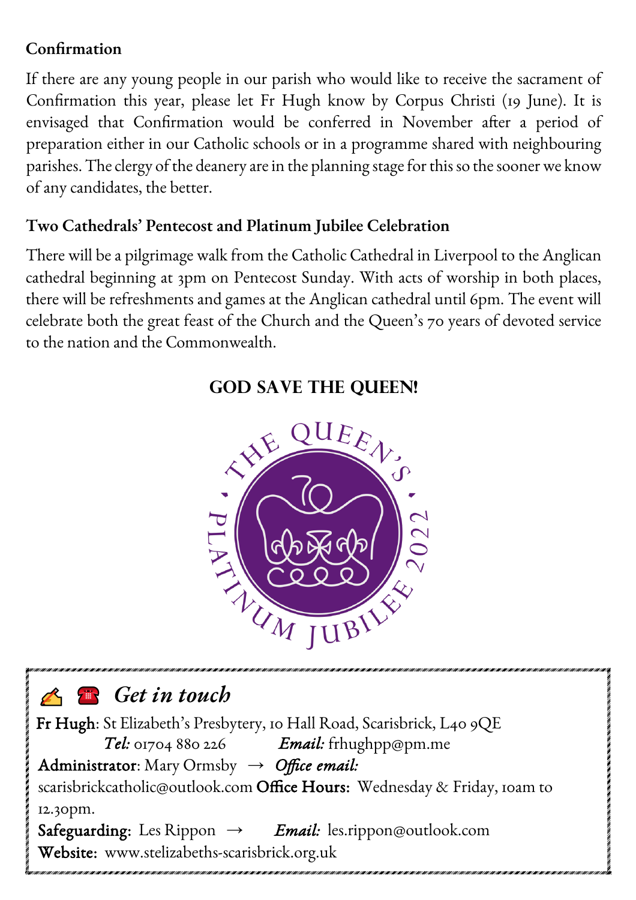## Confirmation

If there are any young people in our parish who would like to receive the sacrament of Confirmation this year, please let Fr Hugh know by Corpus Christi (19 June). It is envisaged that Confirmation would be conferred in November after a period of preparation either in our Catholic schools or in a programme shared with neighbouring parishes. The clergy of the deanery are in the planning stage for this so the sooner we know of any candidates, the better.

## Two Cathedrals' Pentecost and Platinum Jubilee Celebration

There will be a pilgrimage walk from the Catholic Cathedral in Liverpool to the Anglican cathedral beginning at 3pm on Pentecost Sunday. With acts of worship in both places, there will be refreshments and games at the Anglican cathedral until 6pm. The event will celebrate both the great feast of the Church and the Queen's 70 years of devoted service to the nation and the Commonwealth.

**GOD SAVE THE QUEEN!**

THE QUEEN'S PLATINUM JUBILEE 2022

## Get in touch

**Fr Hugh**: St Elizabeth's Presbytery, 10 Hall Road, Scarisbrick, L40 9QE
*Tel:* 01704 880 226 *Email:* frhughpp@pm.me

**Administrator**: Mary Ormsby → *Office email:* scarisbrickcatholic@outlook.com **Office Hours:** Wednesday & Friday, 10am to 12.30pm.

**Safeguarding:** Les Rippon → *Email:* les.rippon@outlook.com

**Website:** www.stelizabeths-scarisbrick.org.uk